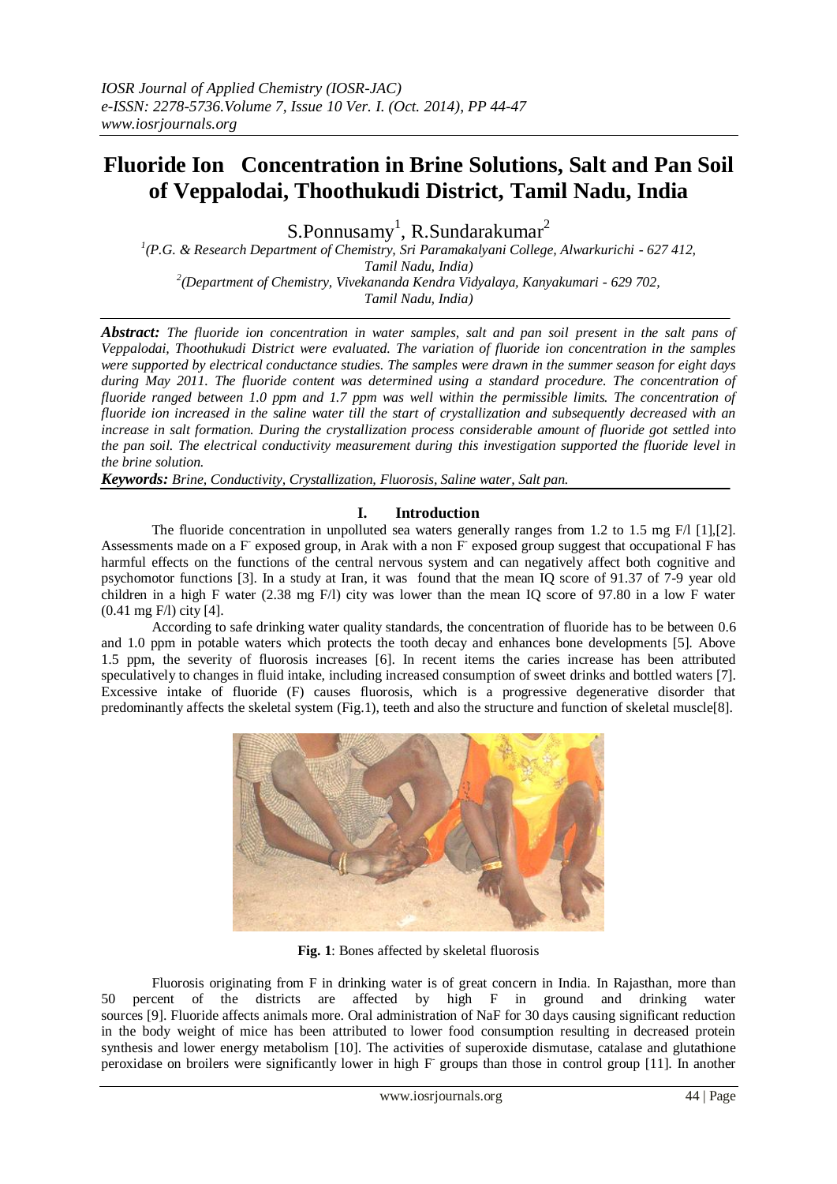# Fluoride Ion Concentration in Brine Solutions, Salt and Pan Soil of Veppalodai, Thoothukudi District, Tamil Nadu, India

S.Ponnusamy[1], R.Sundarakumar[2]

[1](P.G. & Research Department of Chemistry, Sri Paramakalyani College, Alwarkurichi - 627 412, Tamil Nadu, India)

[2](Department of Chemistry, Vivekananda Kendra Vidyalaya, Kanyakumari - 629 702, Tamil Nadu, India)

***Abstract:*** *The fluoride ion concentration in water samples, salt and pan soil present in the salt pans of Veppalodai, Thoothukudi District were evaluated. The variation of fluoride ion concentration in the samples were supported by electrical conductance studies. The samples were drawn in the summer season for eight days during May 2011. The fluoride content was determined using a standard procedure. The concentration of fluoride ranged between 1.0 ppm and 1.7 ppm was well within the permissible limits. The concentration of fluoride ion increased in the saline water till the start of crystallization and subsequently decreased with an increase in salt formation. During the crystallization process considerable amount of fluoride got settled into the pan soil. The electrical conductivity measurement during this investigation supported the fluoride level in the brine solution.*

***Keywords:*** *Brine, Conductivity, Crystallization, Fluorosis, Saline water, Salt pan.*

## I. Introduction

The fluoride concentration in unpolluted sea waters generally ranges from 1.2 to 1.5 mg F/l [1],[2]. Assessments made on a $F^-$ exposed group, in Arak with a non $F^-$ exposed group suggest that occupational F has harmful effects on the functions of the central nervous system and can negatively affect both cognitive and psychomotor functions [3]. In a study at Iran, it was found that the mean IQ score of 91.37 of 7-9 year old children in a high F water (2.38 mg F/l) city was lower than the mean IQ score of 97.80 in a low F water (0.41 mg F/l) city [4].

According to safe drinking water quality standards, the concentration of fluoride has to be between 0.6 and 1.0 ppm in potable waters which protects the tooth decay and enhances bone developments [5]. Above 1.5 ppm, the severity of fluorosis increases [6]. In recent items the caries increase has been attributed speculatively to changes in fluid intake, including increased consumption of sweet drinks and bottled waters [7]. Excessive intake of fluoride (F) causes fluorosis, which is a progressive degenerative disorder that predominantly affects the skeletal system (Fig.1), teeth and also the structure and function of skeletal muscle[8].

**Fig. 1**: Bones affected by skeletal fluorosis

Fluorosis originating from F in drinking water is of great concern in India. In Rajasthan, more than 50 percent of the districts are affected by high F in ground and drinking water sources [9]. Fluoride affects animals more. Oral administration of NaF for 30 days causing significant reduction in the body weight of mice has been attributed to lower food consumption resulting in decreased protein synthesis and lower energy metabolism [10]. The activities of superoxide dismutase, catalase and glutathione peroxidase on broilers were significantly lower in high $F^-$ groups than those in control group [11]. In another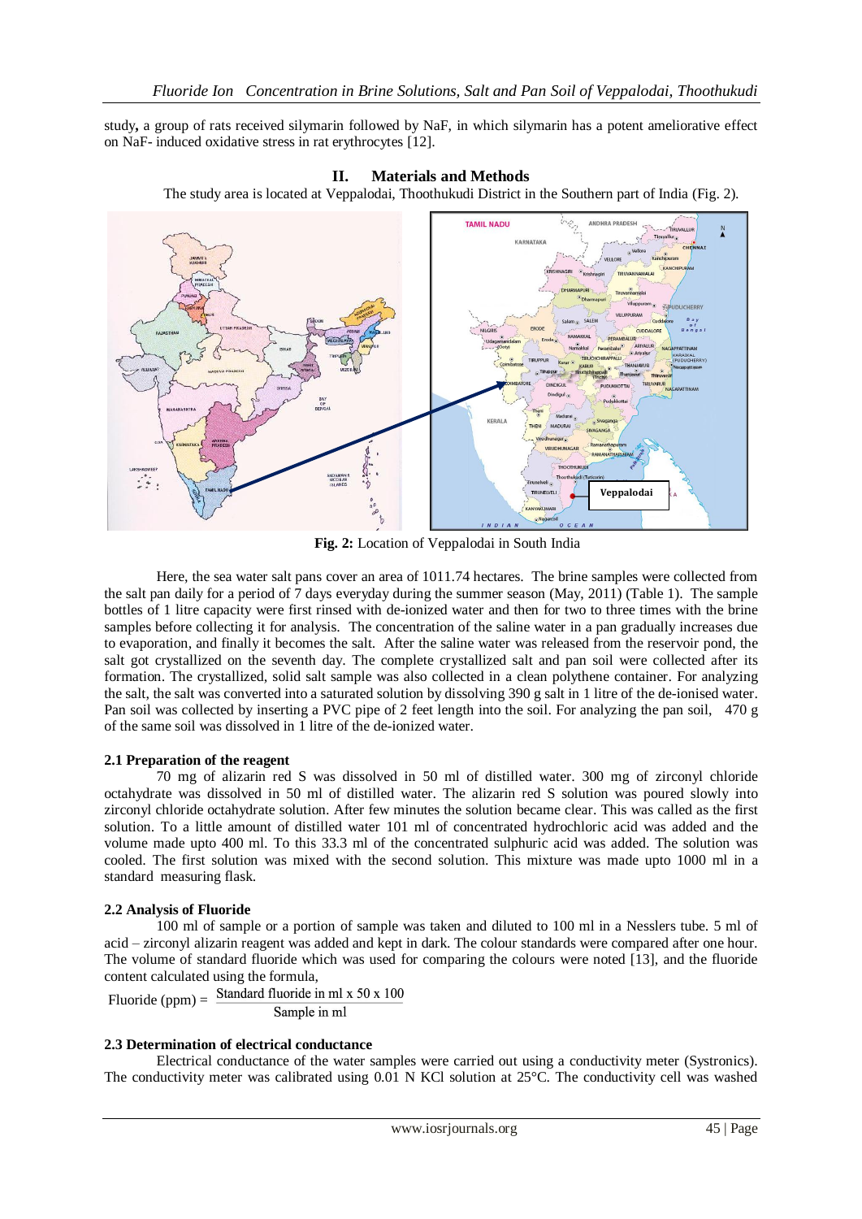study, a group of rats received silymarin followed by NaF, in which silymarin has a potent ameliorative effect on NaF- induced oxidative stress in rat erythrocytes [12].

## II. Materials and Methods

The study area is located at Veppalodai, Thoothukudi District in the Southern part of India (Fig. 2).

**Fig. 2:** Location of Veppalodai in South India

Here, the sea water salt pans cover an area of 1011.74 hectares. The brine samples were collected from the salt pan daily for a period of 7 days everyday during the summer season (May, 2011) (Table 1). The sample bottles of 1 litre capacity were first rinsed with de-ionized water and then for two to three times with the brine samples before collecting it for analysis. The concentration of the saline water in a pan gradually increases due to evaporation, and finally it becomes the salt. After the saline water was released from the reservoir pond, the salt got crystallized on the seventh day. The complete crystallized salt and pan soil were collected after its formation. The crystallized, solid salt sample was also collected in a clean polythene container. For analyzing the salt, the salt was converted into a saturated solution by dissolving 390 g salt in 1 litre of the de-ionised water. Pan soil was collected by inserting a PVC pipe of 2 feet length into the soil. For analyzing the pan soil, 470 g of the same soil was dissolved in 1 litre of the de-ionized water.

### 2.1 Preparation of the reagent

70 mg of alizarin red S was dissolved in 50 ml of distilled water. 300 mg of zirconyl chloride octahydrate was dissolved in 50 ml of distilled water. The alizarin red S solution was poured slowly into zirconyl chloride octahydrate solution. After few minutes the solution became clear. This was called as the first solution. To a little amount of distilled water 101 ml of concentrated hydrochloric acid was added and the volume made upto 400 ml. To this 33.3 ml of the concentrated sulphuric acid was added. The solution was cooled. The first solution was mixed with the second solution. This mixture was made upto 1000 ml in a standard measuring flask.

### 2.2 Analysis of Fluoride

100 ml of sample or a portion of sample was taken and diluted to 100 ml in a Nesslers tube. 5 ml of acid – zirconyl alizarin reagent was added and kept in dark. The colour standards were compared after one hour. The volume of standard fluoride which was used for comparing the colours were noted [13], and the fluoride content calculated using the formula,

$$\text{Fluoride (ppm)} = \frac{\text{Standard fluoride in ml} \times 50 \times 100}{\text{Sample in ml}}$$

### 2.3 Determination of electrical conductance

Electrical conductance of the water samples were carried out using a conductivity meter (Systronics). The conductivity meter was calibrated using 0.01 N KCl solution at 25°C. The conductivity cell was washed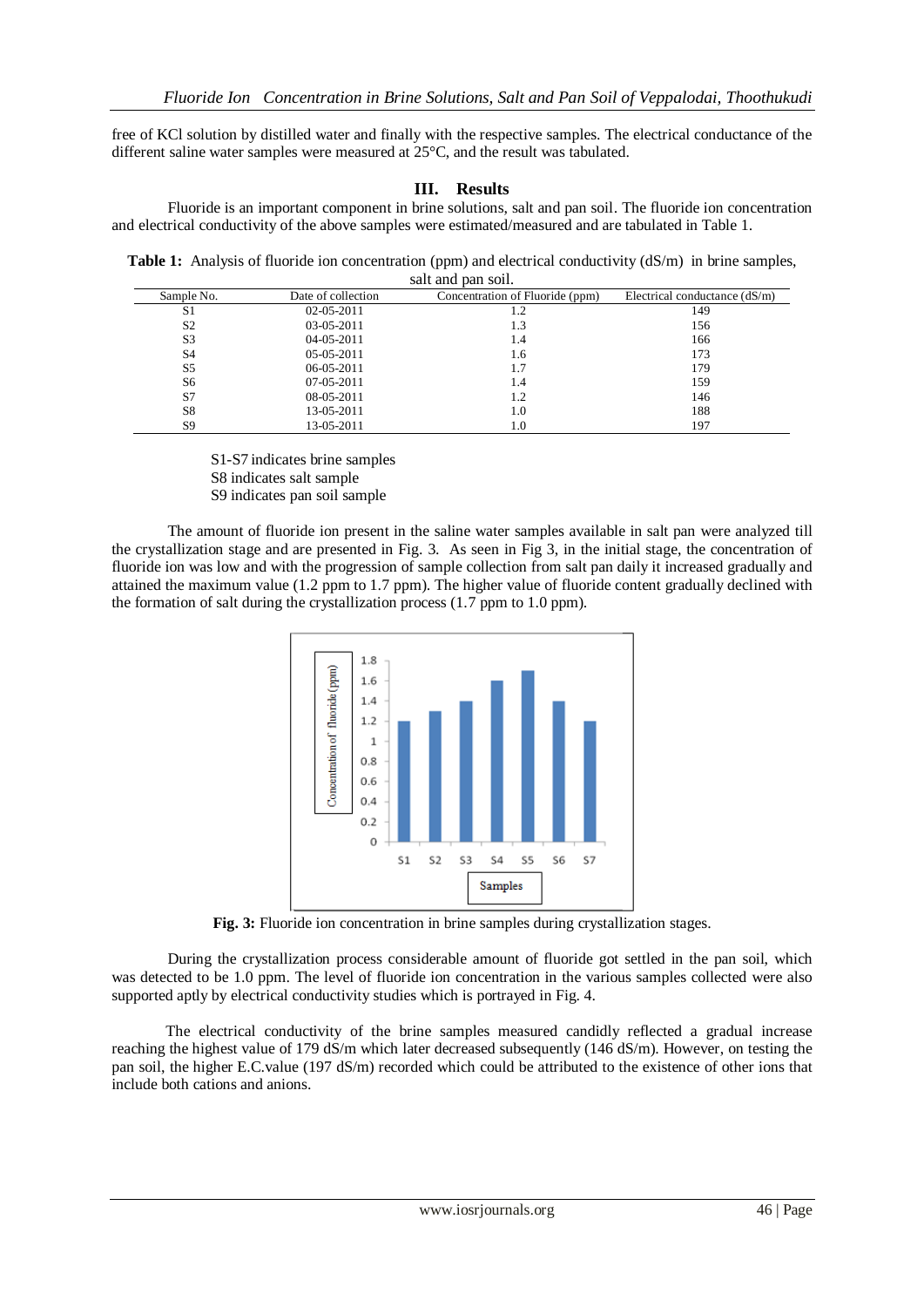free of KCl solution by distilled water and finally with the respective samples. The electrical conductance of the different saline water samples were measured at 25°C, and the result was tabulated.

## III. Results

Fluoride is an important component in brine solutions, salt and pan soil. The fluoride ion concentration and electrical conductivity of the above samples were estimated/measured and are tabulated in Table 1.

**Table 1:** Analysis of fluoride ion concentration (ppm) and electrical conductivity (dS/m) in brine samples, salt and pan soil.

| Sample No. | Date of collection | Concentration of Fluoride (ppm) | Electrical conductance (dS/m) |
|---|---|---|---|
| S1 | 02-05-2011 | 1.2 | 149 |
| S2 | 03-05-2011 | 1.3 | 156 |
| S3 | 04-05-2011 | 1.4 | 166 |
| S4 | 05-05-2011 | 1.6 | 173 |
| S5 | 06-05-2011 | 1.7 | 179 |
| S6 | 07-05-2011 | 1.4 | 159 |
| S7 | 08-05-2011 | 1.2 | 146 |
| S8 | 13-05-2011 | 1.0 | 188 |
| S9 | 13-05-2011 | 1.0 | 197 |

S1-S7 indicates brine samples
S8 indicates salt sample
S9 indicates pan soil sample

The amount of fluoride ion present in the saline water samples available in salt pan were analyzed till the crystallization stage and are presented in Fig. 3. As seen in Fig 3, in the initial stage, the concentration of fluoride ion was low and with the progression of sample collection from salt pan daily it increased gradually and attained the maximum value (1.2 ppm to 1.7 ppm). The higher value of fluoride content gradually declined with the formation of salt during the crystallization process (1.7 ppm to 1.0 ppm).

**Fig. 3:** Fluoride ion concentration in brine samples during crystallization stages.

During the crystallization process considerable amount of fluoride got settled in the pan soil, which was detected to be 1.0 ppm. The level of fluoride ion concentration in the various samples collected were also supported aptly by electrical conductivity studies which is portrayed in Fig. 4.

The electrical conductivity of the brine samples measured candidly reflected a gradual increase reaching the highest value of 179 dS/m which later decreased subsequently (146 dS/m). However, on testing the pan soil, the higher E.C.value (197 dS/m) recorded which could be attributed to the existence of other ions that include both cations and anions.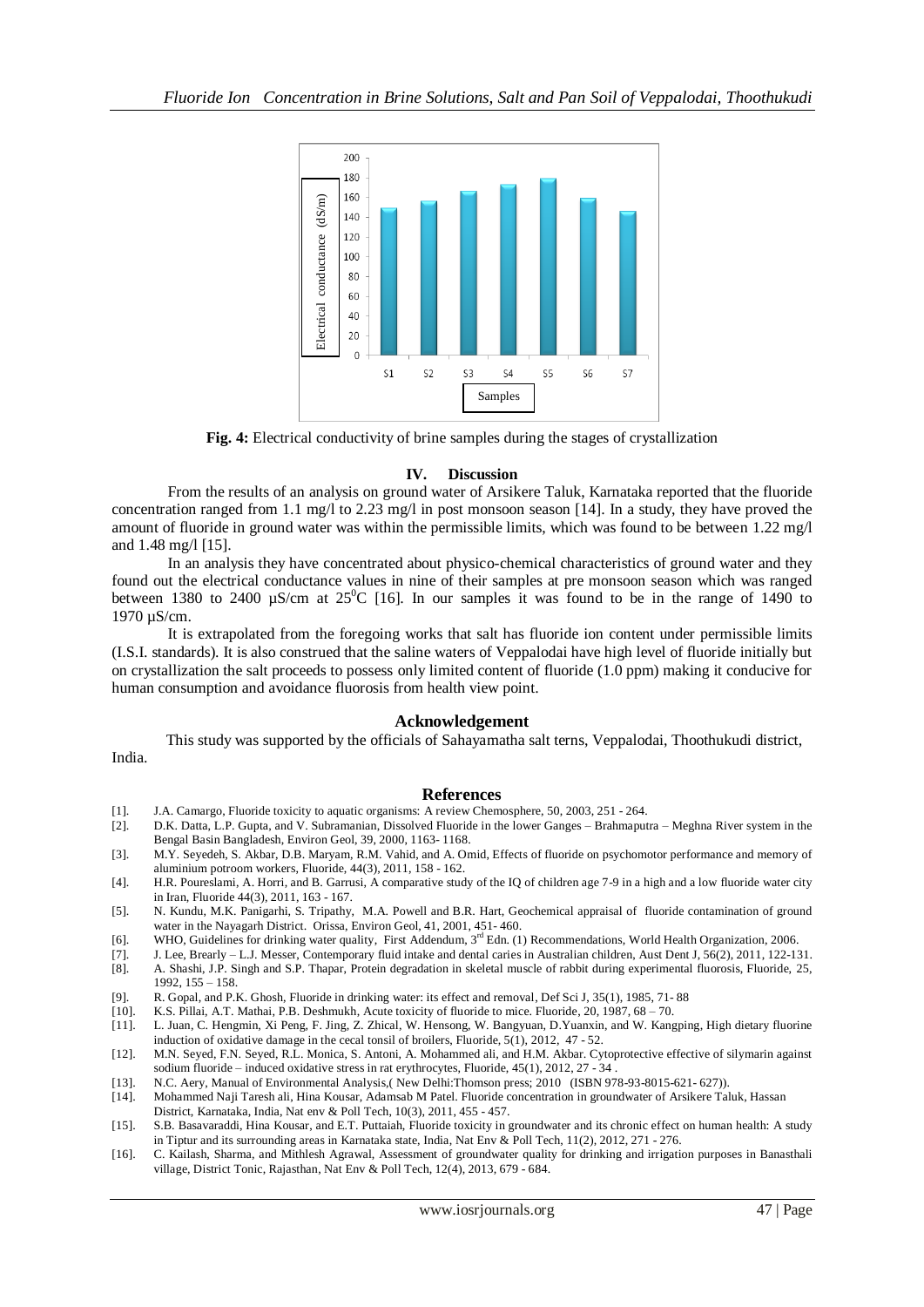200
180
160
140
120
100
80
60
40
20
0

Electrical conductance (dS/m)

S1 S2 S3 S4 S5 S6 S7

Samples

**Fig. 4:** Electrical conductivity of brine samples during the stages of crystallization

## IV. Discussion

From the results of an analysis on ground water of Arsikere Taluk, Karnataka reported that the fluoride concentration ranged from 1.1 mg/l to 2.23 mg/l in post monsoon season [14]. In a study, they have proved the amount of fluoride in ground water was within the permissible limits, which was found to be between 1.22 mg/l and 1.48 mg/l [15].

In an analysis they have concentrated about physico-chemical characteristics of ground water and they found out the electrical conductance values in nine of their samples at pre monsoon season which was ranged between 1380 to 2400 µS/cm at $25^0$C [16]. In our samples it was found to be in the range of 1490 to 1970 µS/cm.

It is extrapolated from the foregoing works that salt has fluoride ion content under permissible limits (I.S.I. standards). It is also construed that the saline waters of Veppalodai have high level of fluoride initially but on crystallization the salt proceeds to possess only limited content of fluoride (1.0 ppm) making it conducive for human consumption and avoidance fluorosis from health view point.

## Acknowledgement

This study was supported by the officials of Sahayamatha salt terns, Veppalodai, Thoothukudi district, India.

## References

[1]. J.A. Camargo, Fluoride toxicity to aquatic organisms: A review Chemosphere, 50, 2003, 251 - 264.
[2]. D.K. Datta, L.P. Gupta, and V. Subramanian, Dissolved Fluoride in the lower Ganges – Brahmaputra – Meghna River system in the Bengal Basin Bangladesh, Environ Geol, 39, 2000, 1163- 1168.
[3]. M.Y. Seyedeh, S. Akbar, D.B. Maryam, R.M. Vahid, and A. Omid, Effects of fluoride on psychomotor performance and memory of aluminium potroom workers, Fluoride, 44(3), 2011, 158 - 162.
[4]. H.R. Poureslami, A. Horri, and B. Garrusi, A comparative study of the IQ of children age 7-9 in a high and a low fluoride water city in Iran, Fluoride 44(3), 2011, 163 - 167.
[5]. N. Kundu, M.K. Panigarhi, S. Tripathy, M.A. Powell and B.R. Hart, Geochemical appraisal of fluoride contamination of ground water in the Nayagarh District. Orissa, Environ Geol, 41, 2001, 451- 460.
[6]. WHO, Guidelines for drinking water quality, First Addendum, 3rd Edn. (1) Recommendations, World Health Organization, 2006.
[7]. J. Lee, Brearly – L.J. Messer, Contemporary fluid intake and dental caries in Australian children, Aust Dent J, 56(2), 2011, 122-131.
[8]. A. Shashi, J.P. Singh and S.P. Thapar, Protein degradation in skeletal muscle of rabbit during experimental fluorosis, Fluoride, 25, 1992, 155 – 158.
[9]. R. Gopal, and P.K. Ghosh, Fluoride in drinking water: its effect and removal, Def Sci J, 35(1), 1985, 71- 88
[10]. K.S. Pillai, A.T. Mathai, P.B. Deshmukh, Acute toxicity of fluoride to mice. Fluoride, 20, 1987, 68 – 70.
[11]. L. Juan, C. Hengmin, Xi Peng, F. Jing, Z. Zhical, W. Hensong, W. Bangyuan, D.Yuanxin, and W. Kangping, High dietary fluorine induction of oxidative damage in the cecal tonsil of broilers, Fluoride, 5(1), 2012, 47 - 52.
[12]. M.N. Seyed, F.N. Seyed, R.L. Monica, S. Antoni, A. Mohammed ali, and H.M. Akbar. Cytoprotective effective of silymarin against sodium fluoride – induced oxidative stress in rat erythrocytes, Fluoride, 45(1), 2012, 27 - 34 .
[13]. N.C. Aery, Manual of Environmental Analysis,( New Delhi:Thomson press; 2010 (ISBN 978-93-8015-621- 627)).
[14]. Mohammed Naji Taresh ali, Hina Kousar, Adamsab M Patel. Fluoride concentration in groundwater of Arsikere Taluk, Hassan District, Karnataka, India, Nat env & Poll Tech, 10(3), 2011, 455 - 457.
[15]. S.B. Basavaraddi, Hina Kousar, and E.T. Puttaiah, Fluoride toxicity in groundwater and its chronic effect on human health: A study in Tiptur and its surrounding areas in Karnataka state, India, Nat Env & Poll Tech, 11(2), 2012, 271 - 276.
[16]. C. Kailash, Sharma, and Mithlesh Agrawal, Assessment of groundwater quality for drinking and irrigation purposes in Banasthali village, District Tonic, Rajasthan, Nat Env & Poll Tech, 12(4), 2013, 679 - 684.